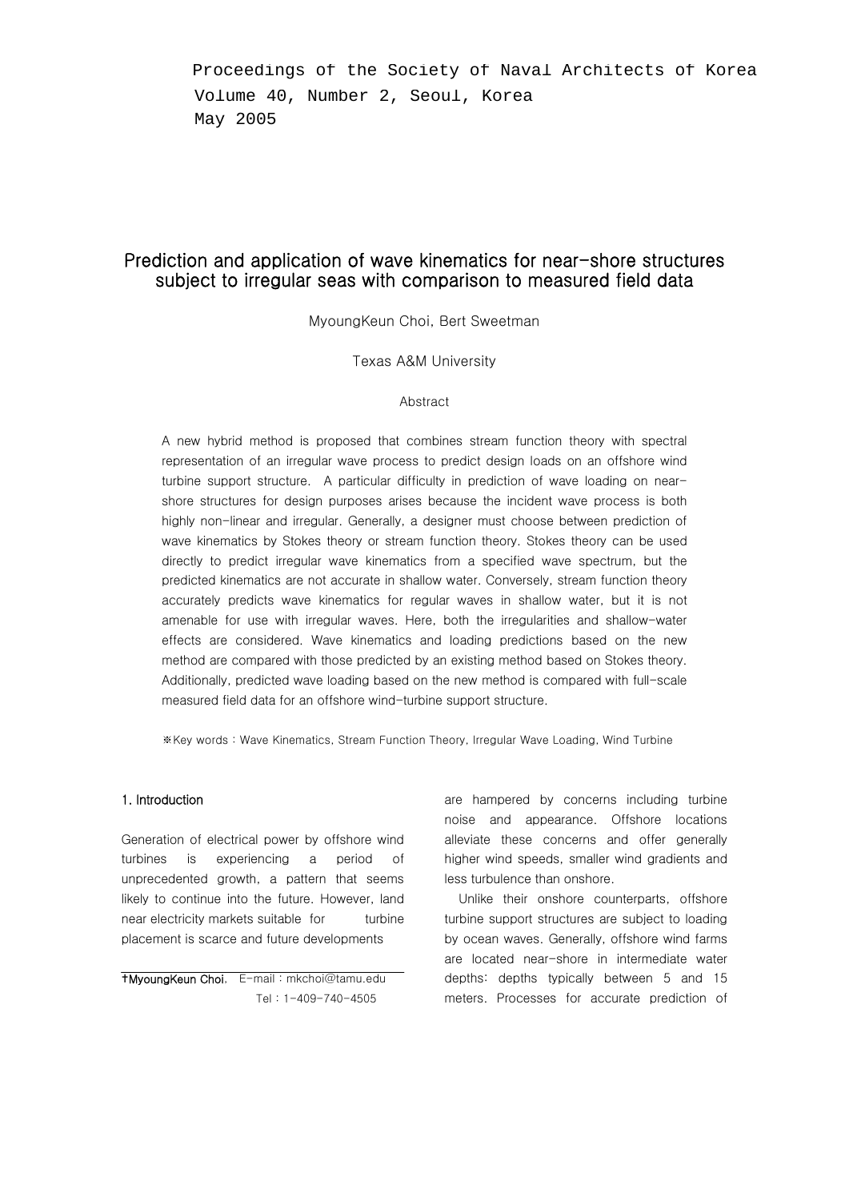Proceedings of the Society of Naval Architects of Korea
Volume 40, Number 2, Seoul, Korea
May 2005

# Prediction and application of wave kinematics for near-shore structures subject to irregular seas with comparison to measured field data

MyoungKeun Choi, Bert Sweetman

Texas A&M University

## Abstract

A new hybrid method is proposed that combines stream function theory with spectral representation of an irregular wave process to predict design loads on an offshore wind turbine support structure. A particular difficulty in prediction of wave loading on near-shore structures for design purposes arises because the incident wave process is both highly non-linear and irregular. Generally, a designer must choose between prediction of wave kinematics by Stokes theory or stream function theory. Stokes theory can be used directly to predict irregular wave kinematics from a specified wave spectrum, but the predicted kinematics are not accurate in shallow water. Conversely, stream function theory accurately predicts wave kinematics for regular waves in shallow water, but it is not amenable for use with irregular waves. Here, both the irregularities and shallow-water effects are considered. Wave kinematics and loading predictions based on the new method are compared with those predicted by an existing method based on Stokes theory. Additionally, predicted wave loading based on the new method is compared with full-scale measured field data for an offshore wind-turbine support structure.

※Key words : Wave Kinematics, Stream Function Theory, Irregular Wave Loading, Wind Turbine

## 1. Introduction

Generation of electrical power by offshore wind turbines is experiencing a period of unprecedented growth, a pattern that seems likely to continue into the future. However, land near electricity markets suitable for turbine placement is scarce and future developments are hampered by concerns including turbine noise and appearance. Offshore locations alleviate these concerns and offer generally higher wind speeds, smaller wind gradients and less turbulence than onshore.

Unlike their onshore counterparts, offshore turbine support structures are subject to loading by ocean waves. Generally, offshore wind farms are located near-shore in intermediate water depths: depths typically between 5 and 15 meters. Processes for accurate prediction of

†MyoungKeun Choi. E-mail : mkchoi@tamu.edu
Tel : 1-409-740-4505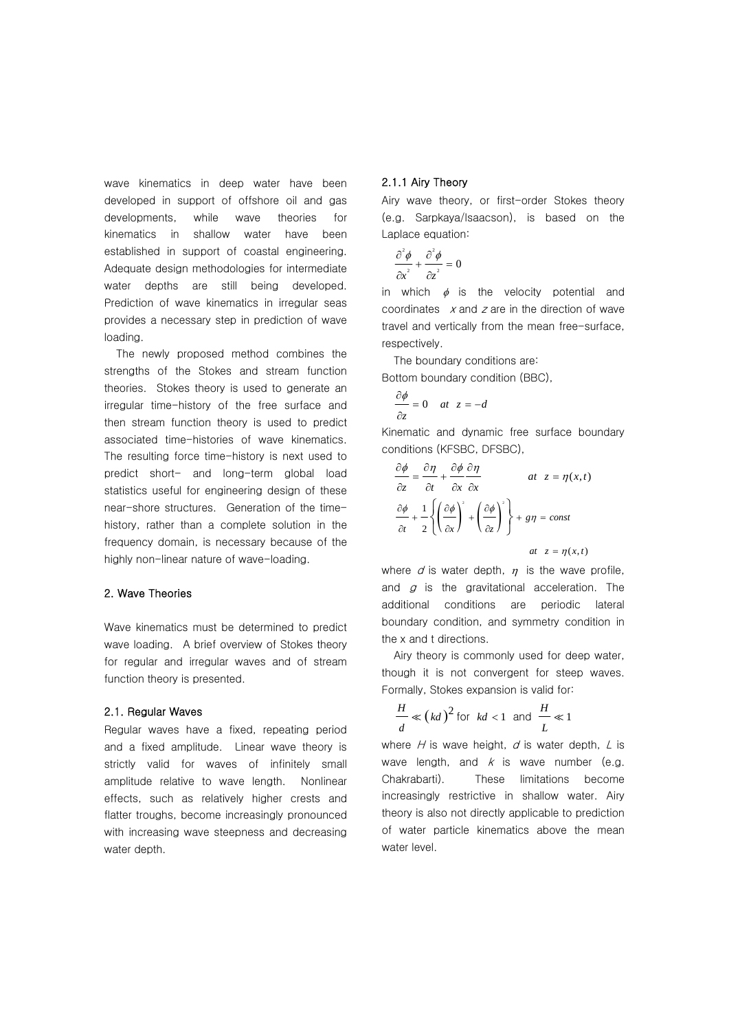wave kinematics in deep water have been developed in support of offshore oil and gas developments, while wave theories for kinematics in shallow water have been established in support of coastal engineering. Adequate design methodologies for intermediate water depths are still being developed. Prediction of wave kinematics in irregular seas provides a necessary step in prediction of wave loading.

The newly proposed method combines the strengths of the Stokes and stream function theories. Stokes theory is used to generate an irregular time-history of the free surface and then stream function theory is used to predict associated time-histories of wave kinematics. The resulting force time-history is next used to predict short- and long-term global load statistics useful for engineering design of these near-shore structures. Generation of the time-history, rather than a complete solution in the frequency domain, is necessary because of the highly non-linear nature of wave-loading.

## 2. Wave Theories

Wave kinematics must be determined to predict wave loading. A brief overview of Stokes theory for regular and irregular waves and of stream function theory is presented.

### 2.1. Regular Waves

Regular waves have a fixed, repeating period and a fixed amplitude. Linear wave theory is strictly valid for waves of infinitely small amplitude relative to wave length. Nonlinear effects, such as relatively higher crests and flatter troughs, become increasingly pronounced with increasing wave steepness and decreasing water depth.

#### 2.1.1 Airy Theory

Airy wave theory, or first-order Stokes theory (e.g. Sarpkaya/Isaacson), is based on the Laplace equation:

$$\frac{\partial^2 \phi}{\partial x^2} + \frac{\partial^2 \phi}{\partial z^2} = 0$$

in which $\phi$ is the velocity potential and coordinates $x$ and $z$ are in the direction of wave travel and vertically from the mean free-surface, respectively.

The boundary conditions are:

Bottom boundary condition (BBC),

$$\frac{\partial \phi}{\partial z} = 0 \quad at \quad z = -d$$

Kinematic and dynamic free surface boundary conditions (KFSBC, DFSBC),

$$\frac{\partial \phi}{\partial z} = \frac{\partial \eta}{\partial t} + \frac{\partial \phi}{\partial x}\frac{\partial \eta}{\partial x} \qquad at \quad z = \eta(x,t)$$

$$\frac{\partial \phi}{\partial t} + \frac{1}{2}\left\{\left(\frac{\partial \phi}{\partial x}\right)^2 + \left(\frac{\partial \phi}{\partial z}\right)^2\right\} + g\eta = const \qquad at \quad z = \eta(x,t)$$

where $d$ is water depth, $\eta$ is the wave profile, and $g$ is the gravitational acceleration. The additional conditions are periodic lateral boundary condition, and symmetry condition in the x and t directions.

Airy theory is commonly used for deep water, though it is not convergent for steep waves. Formally, Stokes expansion is valid for:

$$\frac{H}{d} \ll (kd)^2 \text{ for } kd < 1 \text{ and } \frac{H}{L} \ll 1$$

where $H$ is wave height, $d$ is water depth, $L$ is wave length, and $k$ is wave number (e.g. Chakrabarti). These limitations become increasingly restrictive in shallow water. Airy theory is also not directly applicable to prediction of water particle kinematics above the mean water level.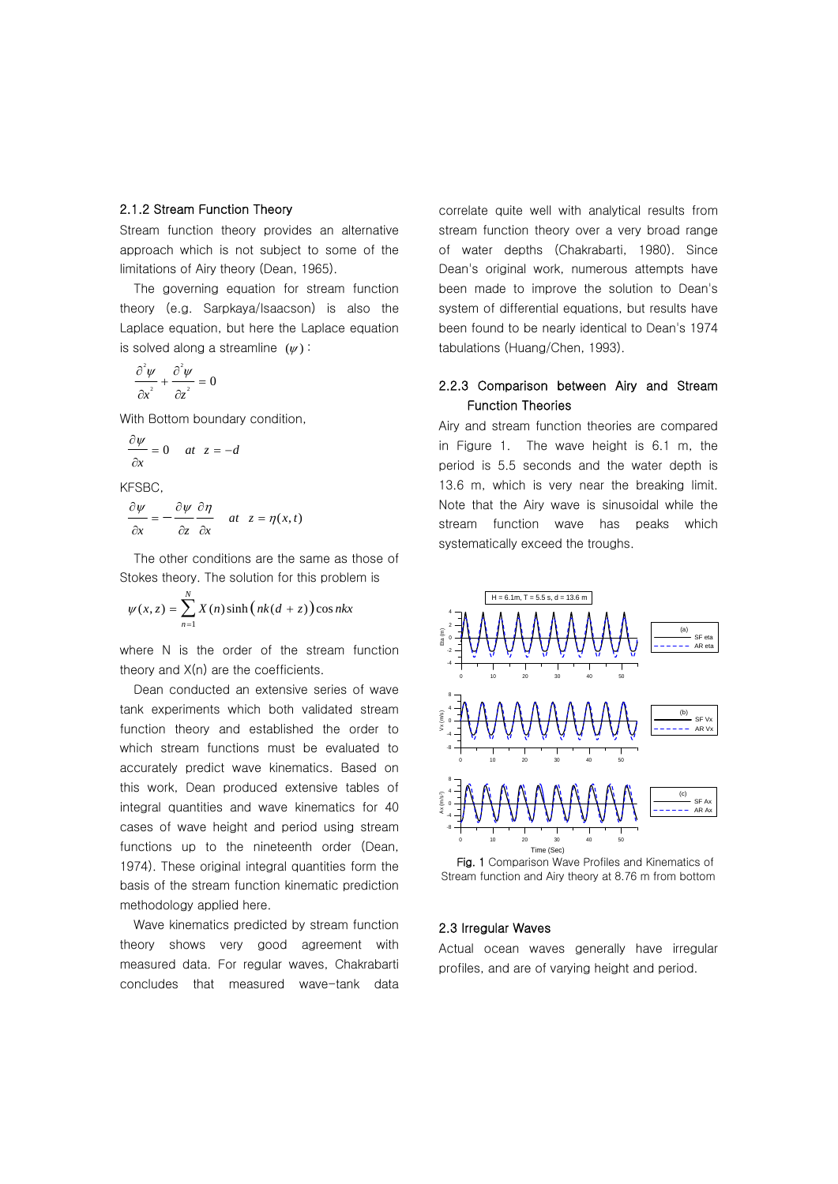### 2.1.2 Stream Function Theory

Stream function theory provides an alternative approach which is not subject to some of the limitations of Airy theory (Dean, 1965).

The governing equation for stream function theory (e.g. Sarpkaya/Isaacson) is also the Laplace equation, but here the Laplace equation is solved along a streamline $(\psi)$ :

$$\frac{\partial^2 \psi}{\partial x^2} + \frac{\partial^2 \psi}{\partial z^2} = 0$$

With Bottom boundary condition,

$$\frac{\partial \psi}{\partial x} = 0 \quad at \quad z = -d$$

KFSBC,

$$\frac{\partial \psi}{\partial x} = -\frac{\partial \psi}{\partial z}\frac{\partial \eta}{\partial x} \quad at \quad z = \eta(x,t)$$

The other conditions are the same as those of Stokes theory. The solution for this problem is

$$\psi(x,z) = \sum_{n=1}^{N} X(n)\sinh\left(nk(d+z)\right)\cos nkx$$

where N is the order of the stream function theory and X(n) are the coefficients.

Dean conducted an extensive series of wave tank experiments which both validated stream function theory and established the order to which stream functions must be evaluated to accurately predict wave kinematics. Based on this work, Dean produced extensive tables of integral quantities and wave kinematics for 40 cases of wave height and period using stream functions up to the nineteenth order (Dean, 1974). These original integral quantities form the basis of the stream function kinematic prediction methodology applied here.

Wave kinematics predicted by stream function theory shows very good agreement with measured data. For regular waves, Chakrabarti concludes that measured wave-tank data correlate quite well with analytical results from stream function theory over a very broad range of water depths (Chakrabarti, 1980). Since Dean's original work, numerous attempts have been made to improve the solution to Dean's system of differential equations, but results have been found to be nearly identical to Dean's 1974 tabulations (Huang/Chen, 1993).

### 2.2.3 Comparison between Airy and Stream Function Theories

Airy and stream function theories are compared in Figure 1. The wave height is 6.1 m, the period is 5.5 seconds and the water depth is 13.6 m, which is very near the breaking limit. Note that the Airy wave is sinusoidal while the stream function wave has peaks which systematically exceed the troughs.

Fig. 1 Comparison Wave Profiles and Kinematics of Stream function and Airy theory at 8.76 m from bottom

### 2.3 Irregular Waves

Actual ocean waves generally have irregular profiles, and are of varying height and period.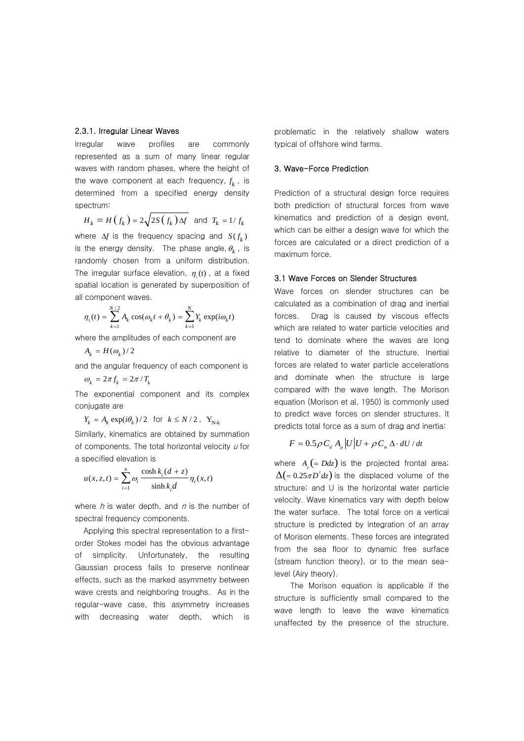### 2.3.1. Irregular Linear Waves

Irregular wave profiles are commonly represented as a sum of many linear regular waves with random phases, where the height of the wave component at each frequency, $f_k$, is determined from a specified energy density spectrum:

$$H_k = H\left(f_k\right) = 2\sqrt{2S\left(f_k\right)\Delta f} \quad \text{and} \quad T_k = 1/f_k$$

where $\Delta f$ is the frequency spacing and $S(f_k)$ is the energy density. The phase angle, $\theta_k$, is randomly chosen from a uniform distribution. The irregular surface elevation, $\eta_i(t)$, at a fixed spatial location is generated by superposition of all component waves.

$$\eta_1(t) = \sum_{k=1}^{N/2} A_k \cos(\omega_k t + \theta_k) = \sum_{k=1}^{N} Y_k \exp(i\omega_k t)$$

where the amplitudes of each component are

$$A_k = H(\omega_k)/2$$

and the angular frequency of each component is

$$\omega_k = 2\pi f_k = 2\pi / T_k$$

The exponential component and its complex conjugate are

$$Y_k = A_k \exp(i\theta_k)/2 \quad \text{for} \quad k \le N/2, \quad Y_{N-k}$$

Similarly, kinematics are obtained by summation of components. The total horizontal velocity $u$ for a specified elevation is

$$u(x,z,t) = \sum_{i=1}^{n} \omega_i \frac{\cosh k_i(d+z)}{\sinh k_i d} \eta_i(x,t)$$

where $h$ is water depth, and $n$ is the number of spectral frequency components.

Applying this spectral representation to a first-order Stokes model has the obvious advantage of simplicity. Unfortunately, the resulting Gaussian process fails to preserve nonlinear effects, such as the marked asymmetry between wave crests and neighboring troughs. As in the regular-wave case, this asymmetry increases with decreasing water depth, which is problematic in the relatively shallow waters typical of offshore wind farms.

## 3. Wave-Force Prediction

Prediction of a structural design force requires both prediction of structural forces from wave kinematics and prediction of a design event, which can be either a design wave for which the forces are calculated or a direct prediction of a maximum force.

### 3.1 Wave Forces on Slender Structures

Wave forces on slender structures can be calculated as a combination of drag and inertial forces. Drag is caused by viscous effects which are related to water particle velocities and tend to dominate where the waves are long relative to diameter of the structure. Inertial forces are related to water particle accelerations and dominate when the structure is large compared with the wave length. The Morison equation (Morison et al, 1950) is commonly used to predict wave forces on slender structures. It predicts total force as a sum of drag and inertia:

$$F = 0.5\rho C_d A_p |U| U + \rho C_m \Delta \cdot dU/dt$$

where $A_p (= Ddz)$ is the projected frontal area; $\Delta (= 0.25\pi D^2 dz)$ is the displaced volume of the structure; and U is the horizontal water particle velocity. Wave kinematics vary with depth below the water surface. The total force on a vertical structure is predicted by integration of an array of Morison elements. These forces are integrated from the sea floor to dynamic free surface (stream function theory), or to the mean sea-level (Airy theory).

The Morison equation is applicable if the structure is sufficiently small compared to the wave length to leave the wave kinematics unaffected by the presence of the structure.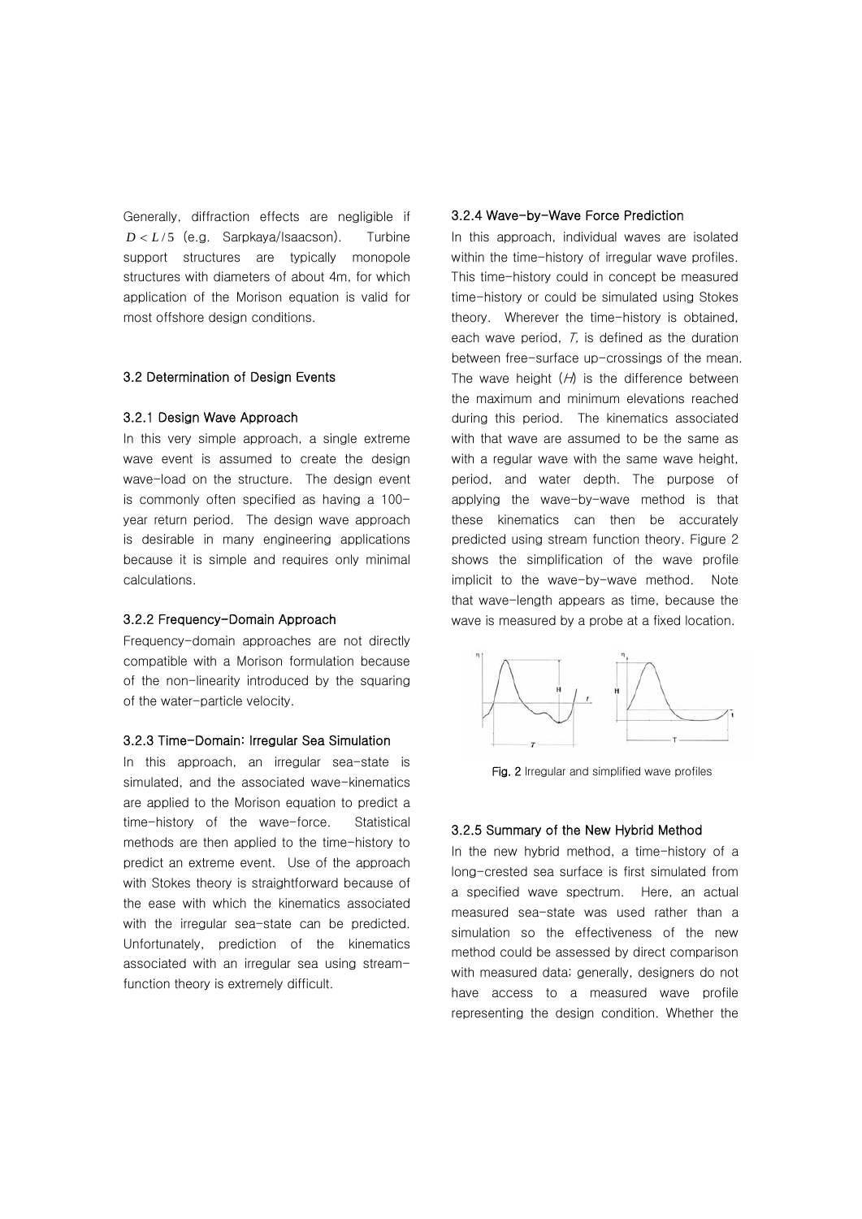Generally, diffraction effects are negligible if $D < L/5$ (e.g. Sarpkaya/Isaacson). Turbine support structures are typically monopole structures with diameters of about 4m, for which application of the Morison equation is valid for most offshore design conditions.

## 3.2 Determination of Design Events

### 3.2.1 Design Wave Approach

In this very simple approach, a single extreme wave event is assumed to create the design wave-load on the structure. The design event is commonly often specified as having a 100-year return period. The design wave approach is desirable in many engineering applications because it is simple and requires only minimal calculations.

### 3.2.2 Frequency-Domain Approach

Frequency-domain approaches are not directly compatible with a Morison formulation because of the non-linearity introduced by the squaring of the water-particle velocity.

### 3.2.3 Time-Domain: Irregular Sea Simulation

In this approach, an irregular sea-state is simulated, and the associated wave-kinematics are applied to the Morison equation to predict a time-history of the wave-force. Statistical methods are then applied to the time-history to predict an extreme event. Use of the approach with Stokes theory is straightforward because of the ease with which the kinematics associated with the irregular sea-state can be predicted. Unfortunately, prediction of the kinematics associated with an irregular sea using stream-function theory is extremely difficult.

### 3.2.4 Wave-by-Wave Force Prediction

In this approach, individual waves are isolated within the time-history of irregular wave profiles. This time-history could in concept be measured time-history or could be simulated using Stokes theory. Wherever the time-history is obtained, each wave period, $T$, is defined as the duration between free-surface up-crossings of the mean. The wave height ($H$) is the difference between the maximum and minimum elevations reached during this period. The kinematics associated with that wave are assumed to be the same as with a regular wave with the same wave height, period, and water depth. The purpose of applying the wave-by-wave method is that these kinematics can then be accurately predicted using stream function theory. Figure 2 shows the simplification of the wave profile implicit to the wave-by-wave method. Note that wave-length appears as time, because the wave is measured by a probe at a fixed location.

**Fig. 2** Irregular and simplified wave profiles

### 3.2.5 Summary of the New Hybrid Method

In the new hybrid method, a time-history of a long-crested sea surface is first simulated from a specified wave spectrum. Here, an actual measured sea-state was used rather than a simulation so the effectiveness of the new method could be assessed by direct comparison with measured data; generally, designers do not have access to a measured wave profile representing the design condition. Whether the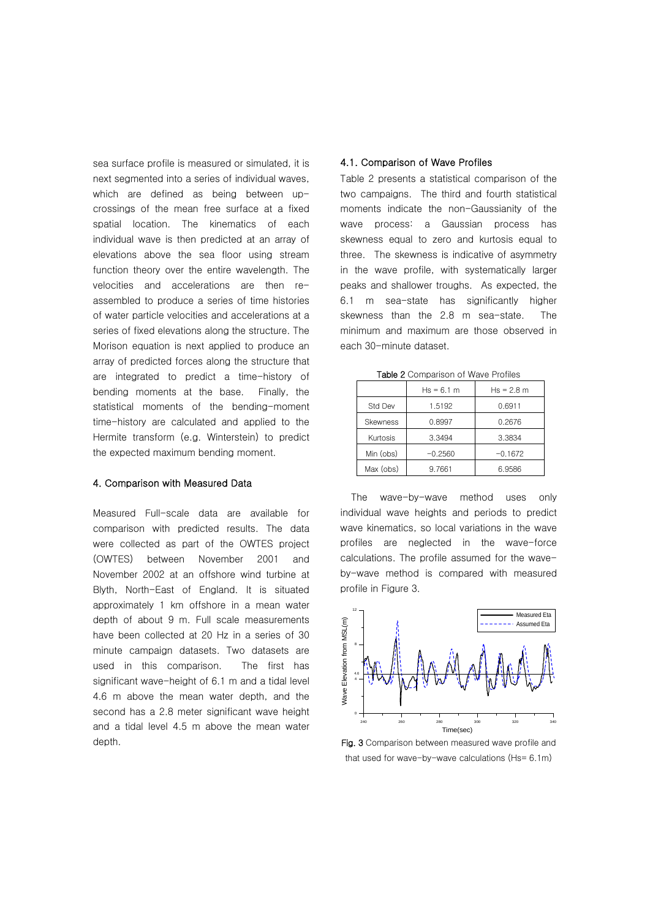sea surface profile is measured or simulated, it is next segmented into a series of individual waves, which are defined as being between up-crossings of the mean free surface at a fixed spatial location. The kinematics of each individual wave is then predicted at an array of elevations above the sea floor using stream function theory over the entire wavelength. The velocities and accelerations are then re-assembled to produce a series of time histories of water particle velocities and accelerations at a series of fixed elevations along the structure. The Morison equation is next applied to produce an array of predicted forces along the structure that are integrated to predict a time-history of bending moments at the base. Finally, the statistical moments of the bending-moment time-history are calculated and applied to the Hermite transform (e.g. Winterstein) to predict the expected maximum bending moment.

## 4. Comparison with Measured Data

Measured Full-scale data are available for comparison with predicted results. The data were collected as part of the OWTES project (OWTES) between November 2001 and November 2002 at an offshore wind turbine at Blyth, North-East of England. It is situated approximately 1 km offshore in a mean water depth of about 9 m. Full scale measurements have been collected at 20 Hz in a series of 30 minute campaign datasets. Two datasets are used in this comparison. The first has significant wave-height of 6.1 m and a tidal level 4.6 m above the mean water depth, and the second has a 2.8 meter significant wave height and a tidal level 4.5 m above the mean water depth.

### 4.1. Comparison of Wave Profiles

Table 2 presents a statistical comparison of the two campaigns. The third and fourth statistical moments indicate the non-Gaussianity of the wave process: a Gaussian process has skewness equal to zero and kurtosis equal to three. The skewness is indicative of asymmetry in the wave profile, with systematically larger peaks and shallower troughs. As expected, the 6.1 m sea-state has significantly higher skewness than the 2.8 m sea-state. The minimum and maximum are those observed in each 30-minute dataset.

**Table 2** Comparison of Wave Profiles

| | Hs = 6.1 m | Hs = 2.8 m |
|---|---|---|
| Std Dev | 1.5192 | 0.6911 |
| Skewness | 0.8997 | 0.2676 |
| Kurtosis | 3.3494 | 3.3834 |
| Min (obs) | −0.2560 | −0.1672 |
| Max (obs) | 9.7661 | 6.9586 |

The wave-by-wave method uses only individual wave heights and periods to predict wave kinematics, so local variations in the wave profiles are neglected in the wave-force calculations. The profile assumed for the wave-by-wave method is compared with measured profile in Figure 3.

**Fig. 3** Comparison between measured wave profile and that used for wave-by-wave calculations (Hs= 6.1m)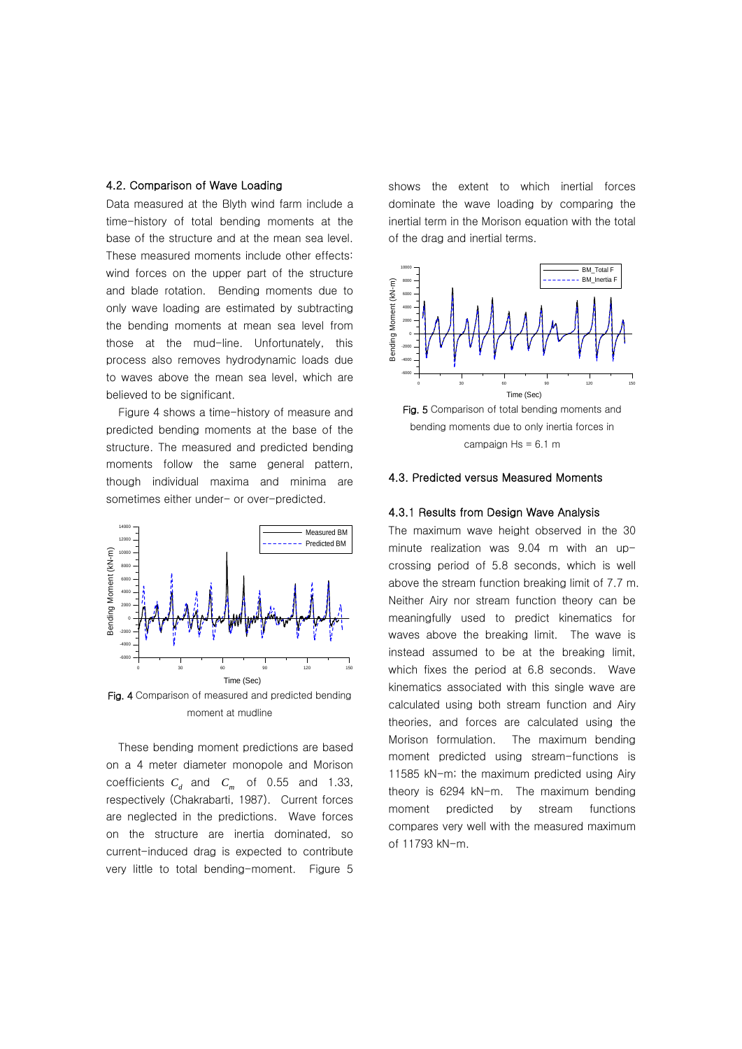### 4.2. Comparison of Wave Loading

Data measured at the Blyth wind farm include a time-history of total bending moments at the base of the structure and at the mean sea level. These measured moments include other effects: wind forces on the upper part of the structure and blade rotation. Bending moments due to only wave loading are estimated by subtracting the bending moments at mean sea level from those at the mud-line. Unfortunately, this process also removes hydrodynamic loads due to waves above the mean sea level, which are believed to be significant.

Figure 4 shows a time-history of measure and predicted bending moments at the base of the structure. The measured and predicted bending moments follow the same general pattern, though individual maxima and minima are sometimes either under- or over-predicted.

**Fig. 4** Comparison of measured and predicted bending moment at mudline

These bending moment predictions are based on a 4 meter diameter monopole and Morison coefficients $C_d$ and $C_m$ of 0.55 and 1.33, respectively (Chakrabarti, 1987). Current forces are neglected in the predictions. Wave forces on the structure are inertia dominated, so current-induced drag is expected to contribute very little to total bending-moment. Figure 5 shows the extent to which inertial forces dominate the wave loading by comparing the inertial term in the Morison equation with the total of the drag and inertial terms.

**Fig. 5** Comparison of total bending moments and bending moments due to only inertia forces in campaign Hs = 6.1 m

### 4.3. Predicted versus Measured Moments

#### 4.3.1 Results from Design Wave Analysis

The maximum wave height observed in the 30 minute realization was 9.04 m with an up-crossing period of 5.8 seconds, which is well above the stream function breaking limit of 7.7 m. Neither Airy nor stream function theory can be meaningfully used to predict kinematics for waves above the breaking limit. The wave is instead assumed to be at the breaking limit, which fixes the period at 6.8 seconds. Wave kinematics associated with this single wave are calculated using both stream function and Airy theories, and forces are calculated using the Morison formulation. The maximum bending moment predicted using stream-functions is 11585 kN-m; the maximum predicted using Airy theory is 6294 kN-m. The maximum bending moment predicted by stream functions compares very well with the measured maximum of 11793 kN-m.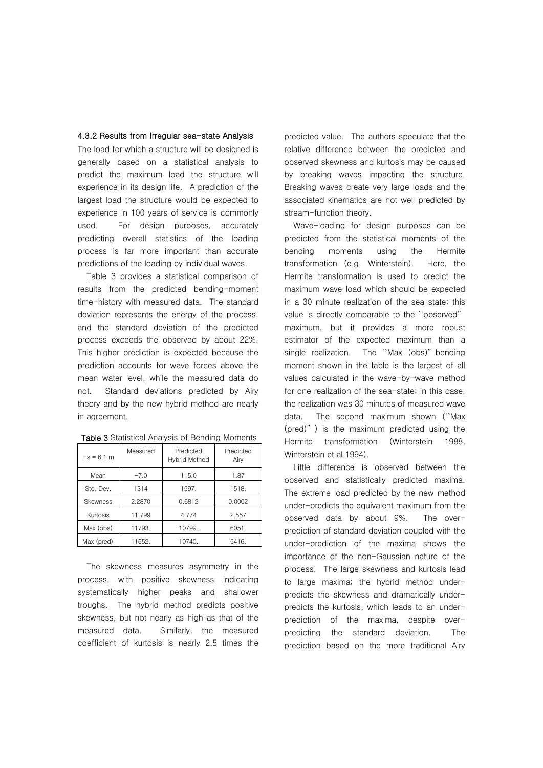### 4.3.2 Results from Irregular sea-state Analysis

The load for which a structure will be designed is generally based on a statistical analysis to predict the maximum load the structure will experience in its design life. A prediction of the largest load the structure would be expected to experience in 100 years of service is commonly used. For design purposes, accurately predicting overall statistics of the loading process is far more important than accurate predictions of the loading by individual waves.

Table 3 provides a statistical comparison of results from the predicted bending-moment time-history with measured data. The standard deviation represents the energy of the process, and the standard deviation of the predicted process exceeds the observed by about 22%. This higher prediction is expected because the prediction accounts for wave forces above the mean water level, while the measured data do not. Standard deviations predicted by Airy theory and by the new hybrid method are nearly in agreement.

**Table 3** Statistical Analysis of Bending Moments

| Hs = 6.1 m | Measured | Predicted Hybrid Method | Predicted Airy |
|---|---|---|---|
| Mean | −7.0 | 115.0 | 1.87 |
| Std. Dev. | 1314 | 1597. | 1518. |
| Skewness | 2.2870 | 0.6812 | 0.0002 |
| Kurtosis | 11.799 | 4.774 | 2.557 |
| Max (obs) | 11793. | 10799. | 6051. |
| Max (pred) | 11652. | 10740. | 5416. |

The skewness measures asymmetry in the process, with positive skewness indicating systematically higher peaks and shallower troughs. The hybrid method predicts positive skewness, but not nearly as high as that of the measured data. Similarly, the measured coefficient of kurtosis is nearly 2.5 times the predicted value. The authors speculate that the relative difference between the predicted and observed skewness and kurtosis may be caused by breaking waves impacting the structure. Breaking waves create very large loads and the associated kinematics are not well predicted by stream-function theory.

Wave-loading for design purposes can be predicted from the statistical moments of the bending moments using the Hermite transformation (e.g. Winterstein). Here, the Hermite transformation is used to predict the maximum wave load which should be expected in a 30 minute realization of the sea state; this value is directly comparable to the ``observed" maximum, but it provides a more robust estimator of the expected maximum than a single realization. The ``Max (obs)" bending moment shown in the table is the largest of all values calculated in the wave-by-wave method for one realization of the sea-state; in this case, the realization was 30 minutes of measured wave data. The second maximum shown (``Max (pred)" ) is the maximum predicted using the Hermite transformation (Winterstein 1988, Winterstein et al 1994).

Little difference is observed between the observed and statistically predicted maxima. The extreme load predicted by the new method under-predicts the equivalent maximum from the observed data by about 9%. The over-prediction of standard deviation coupled with the under-prediction of the maxima shows the importance of the non-Gaussian nature of the process. The large skewness and kurtosis lead to large maxima; the hybrid method under-predicts the skewness and dramatically under-predicts the kurtosis, which leads to an under-prediction of the maxima, despite over-predicting the standard deviation. The prediction based on the more traditional Airy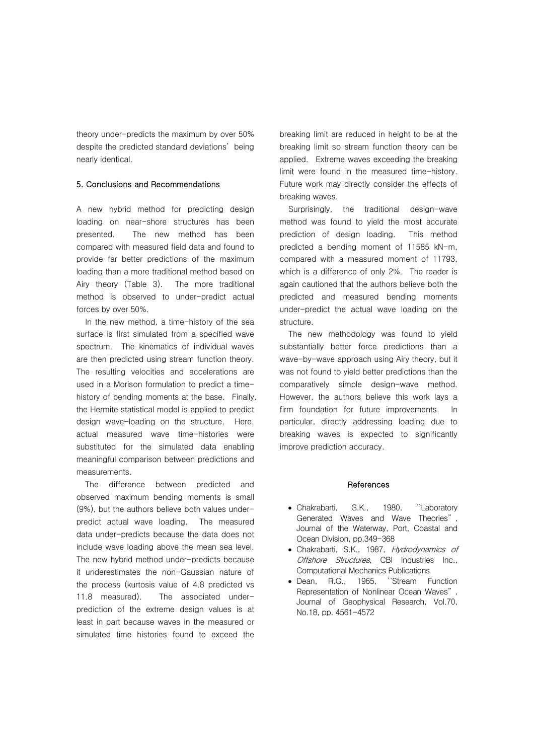theory under-predicts the maximum by over 50% despite the predicted standard deviations' being nearly identical.

## 5. Conclusions and Recommendations

A new hybrid method for predicting design loading on near-shore structures has been presented. The new method has been compared with measured field data and found to provide far better predictions of the maximum loading than a more traditional method based on Airy theory (Table 3). The more traditional method is observed to under-predict actual forces by over 50%.

In the new method, a time-history of the sea surface is first simulated from a specified wave spectrum. The kinematics of individual waves are then predicted using stream function theory. The resulting velocities and accelerations are used in a Morison formulation to predict a time-history of bending moments at the base. Finally, the Hermite statistical model is applied to predict design wave-loading on the structure. Here, actual measured wave time-histories were substituted for the simulated data enabling meaningful comparison between predictions and measurements.

The difference between predicted and observed maximum bending moments is small (9%), but the authors believe both values under-predict actual wave loading. The measured data under-predicts because the data does not include wave loading above the mean sea level. The new hybrid method under-predicts because it underestimates the non-Gaussian nature of the process (kurtosis value of 4.8 predicted vs 11.8 measured). The associated under-prediction of the extreme design values is at least in part because waves in the measured or simulated time histories found to exceed the breaking limit are reduced in height to be at the breaking limit so stream function theory can be applied. Extreme waves exceeding the breaking limit were found in the measured time-history. Future work may directly consider the effects of breaking waves.

Surprisingly, the traditional design-wave method was found to yield the most accurate prediction of design loading. This method predicted a bending moment of 11585 kN-m, compared with a measured moment of 11793, which is a difference of only 2%. The reader is again cautioned that the authors believe both the predicted and measured bending moments under-predict the actual wave loading on the structure.

The new methodology was found to yield substantially better force predictions than a wave-by-wave approach using Airy theory, but it was not found to yield better predictions than the comparatively simple design-wave method. However, the authors believe this work lays a firm foundation for future improvements. In particular, directly addressing loading due to breaking waves is expected to significantly improve prediction accuracy.

## References

- Chakrabarti, S.K., 1980, ``Laboratory Generated Waves and Wave Theories", Journal of the Waterway, Port, Coastal and Ocean Division, pp.349-368
- Chakrabarti, S.K., 1987, *Hydrodynamics of Offshore Structures*, CBI Industries Inc., Computational Mechanics Publications
- Dean, R.G., 1965, ``Stream Function Representation of Nonlinear Ocean Waves", Journal of Geophysical Research, Vol.70, No.18, pp. 4561-4572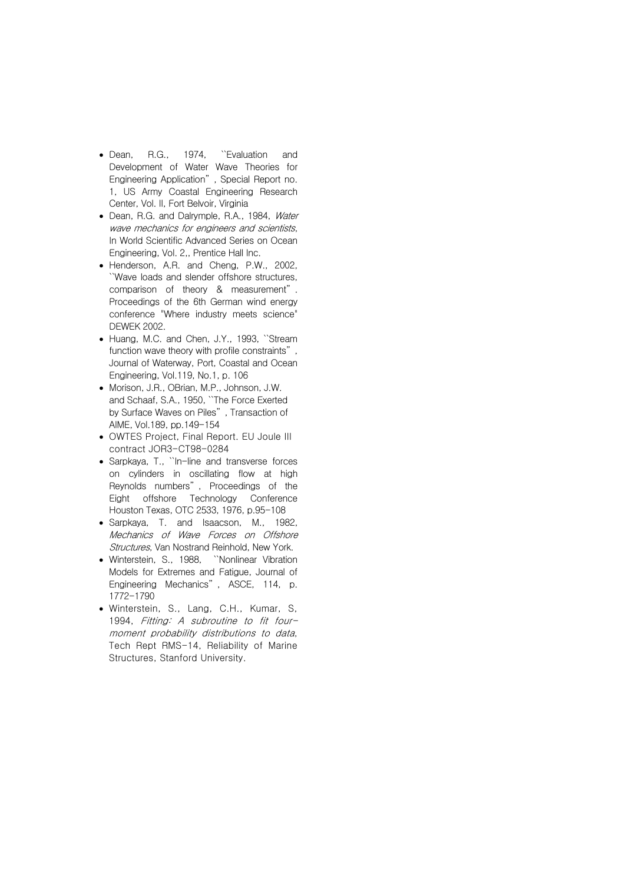- Dean, R.G., 1974, ``Evaluation and Development of Water Wave Theories for Engineering Application", Special Report no. 1, US Army Coastal Engineering Research Center, Vol. II, Fort Belvoir, Virginia
- Dean, R.G. and Dalrymple, R.A., 1984, *Water wave mechanics for engineers and scientists*, In World Scientific Advanced Series on Ocean Engineering, Vol. 2,, Prentice Hall Inc.
- Henderson, A.R. and Cheng, P.W., 2002, ``Wave loads and slender offshore structures, comparison of theory & measurement". Proceedings of the 6th German wind energy conference "Where industry meets science" DEWEK 2002.
- Huang, M.C. and Chen, J.Y., 1993, ``Stream function wave theory with profile constraints", Journal of Waterway, Port, Coastal and Ocean Engineering, Vol.119, No.1, p. 106
- Morison, J.R., OBrian, M.P., Johnson, J.W. and Schaaf, S.A., 1950, ``The Force Exerted by Surface Waves on Piles", Transaction of AIME, Vol.189, pp.149-154
- OWTES Project, Final Report. EU Joule III contract JOR3-CT98-0284
- Sarpkaya, T., ``In-line and transverse forces on cylinders in oscillating flow at high Reynolds numbers", Proceedings of the Eight offshore Technology Conference Houston Texas, OTC 2533, 1976, p.95-108
- Sarpkaya, T. and Isaacson, M., 1982, *Mechanics of Wave Forces on Offshore Structures*, Van Nostrand Reinhold, New York.
- Winterstein, S., 1988, ``Nonlinear Vibration Models for Extremes and Fatigue, Journal of Engineering Mechanics", ASCE, 114, p. 1772-1790
- Winterstein, S., Lang, C.H., Kumar, S, 1994, *Fitting: A subroutine to fit four-moment probability distributions to data*, Tech Rept RMS-14, Reliability of Marine Structures, Stanford University.